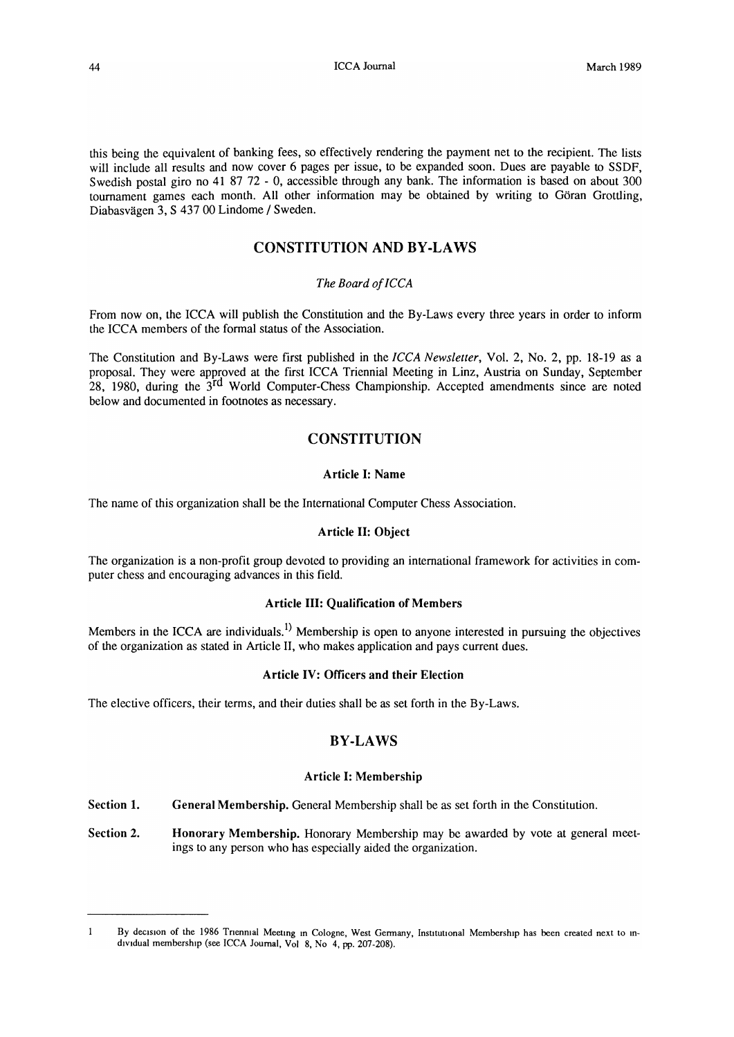this being the equivalent of banking fees, so effectively rendering the payment net to the recipient. The lists will include all results and now cover 6 pages per issue, to be expanded soon. Dues are payable to SSDF, Swedish postal giro no 41 87 72 - 0, accessible through any bank. The information is based on about 300 tournament games each month. All other information may be obtained by writing to Göran Grottling, Diabasvägen 3, S 437 00 Lindome / Sweden.

## CONSTITUTION AND BY-LAWS

*The Board of ICCA*

From now on, the ICCA will publish the Constitution and the By-Laws every three years in order to inform the ICCA members of the formal status of the Association.

The Constitution and By-Laws were first published in the *ICCA Newsletter*, Vol. 2, No. 2, pp. 18-19 as a proposal. They were approved at the first ICCA Triennial Meeting in Linz, Austria on Sunday, September 28, 1980, during the 3rd World Computer-Chess Championship. Accepted amendments since are noted below and documented in footnotes as necessary.

## CONSTITUTION

### Article I: Name

The name of this organization shall be the International Computer Chess Association.

### Article II: Object

The organization is a non-profit group devoted to providing an international framework for activities in computer chess and encouraging advances in this field.

### Article III: Qualification of Members

Members in the ICCA are individuals.[1] Membership is open to anyone interested in pursuing the objectives of the organization as stated in Article II, who makes application and pays current dues.

### Article IV: Officers and their Election

The elective officers, their terms, and their duties shall be as set forth in the By-Laws.

## BY-LAWS

### Article I: Membership

**Section 1.** **General Membership.** General Membership shall be as set forth in the Constitution.

**Section 2.** **Honorary Membership.** Honorary Membership may be awarded by vote at general meetings to any person who has especially aided the organization.

---

1 By decision of the 1986 Triennial Meeting in Cologne, West Germany, Institutional Membership has been created next to individual membership (see ICCA Journal, Vol 8, No 4, pp. 207-208).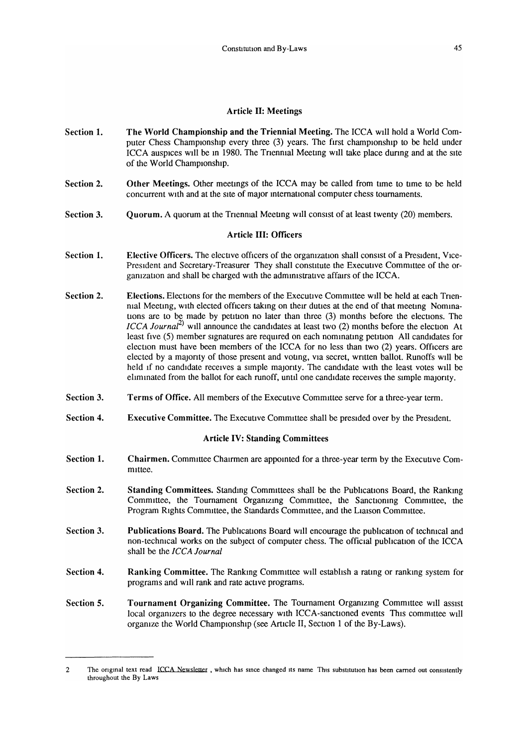### Article II: Meetings

**Section 1.** **The World Championship and the Triennial Meeting.** The ICCA will hold a World Computer Chess Championship every three (3) years. The first championship to be held under ICCA auspices will be in 1980. The Triennial Meeting will take place during and at the site of the World Championship.

**Section 2.** **Other Meetings.** Other meetings of the ICCA may be called from time to time to be held concurrent with and at the site of major international computer chess tournaments.

**Section 3.** **Quorum.** A quorum at the Triennial Meeting will consist of at least twenty (20) members.

### Article III: Officers

**Section 1.** **Elective Officers.** The elective officers of the organization shall consist of a President, Vice-President and Secretary-Treasurer They shall constitute the Executive Committee of the organization and shall be charged with the administrative affairs of the ICCA.

**Section 2.** **Elections.** Elections for the members of the Executive Committee will be held at each Triennial Meeting, with elected officers taking on their duties at the end of that meeting Nominations are to be made by petition no later than three (3) months before the elections. The *ICCA Journal*[2] will announce the candidates at least two (2) months before the election At least five (5) member signatures are required on each nominating petition All candidates for election must have been members of the ICCA for no less than two (2) years. Officers are elected by a majority of those present and voting, via secret, written ballot. Runoffs will be held if no candidate receives a simple majority. The candidate with the least votes will be eliminated from the ballot for each runoff, until one candidate receives the simple majority.

**Section 3.** **Terms of Office.** All members of the Executive Committee serve for a three-year term.

**Section 4.** **Executive Committee.** The Executive Committee shall be presided over by the President.

### Article IV: Standing Committees

**Section 1.** **Chairmen.** Committee Chairmen are appointed for a three-year term by the Executive Committee.

**Section 2.** **Standing Committees.** Standing Committees shall be the Publications Board, the Ranking Committee, the Tournament Organizing Committee, the Sanctioning Committee, the Program Rights Committee, the Standards Committee, and the Liaison Committee.

**Section 3.** **Publications Board.** The Publications Board will encourage the publication of technical and non-technical works on the subject of computer chess. The official publication of the ICCA shall be the *ICCA Journal*

**Section 4.** **Ranking Committee.** The Ranking Committee will establish a rating or ranking system for programs and will rank and rate active programs.

**Section 5.** **Tournament Organizing Committee.** The Tournament Organizing Committee will assist local organizers to the degree necessary with ICCA-sanctioned events This committee will organize the World Championship (see Article II, Section 1 of the By-Laws).

---

2 The original text read ICCA Newsletter , which has since changed its name This substitution has been carried out consistently throughout the By Laws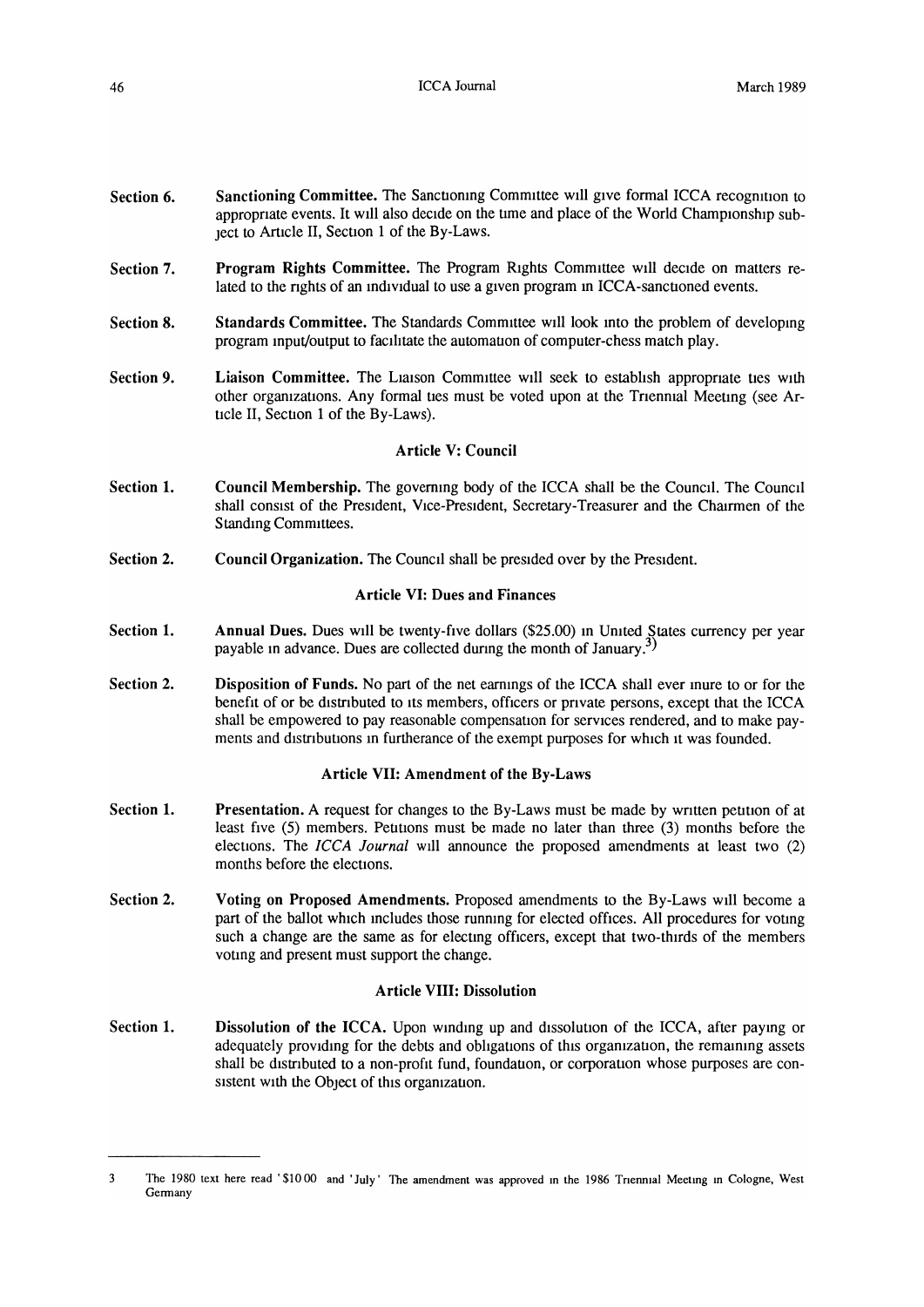**Section 6.** **Sanctioning Committee.** The Sanctioning Committee will give formal ICCA recognition to appropriate events. It will also decide on the time and place of the World Championship subject to Article II, Section 1 of the By-Laws.

**Section 7.** **Program Rights Committee.** The Program Rights Committee will decide on matters related to the rights of an individual to use a given program in ICCA-sanctioned events.

**Section 8.** **Standards Committee.** The Standards Committee will look into the problem of developing program input/output to facilitate the automation of computer-chess match play.

**Section 9.** **Liaison Committee.** The Liaison Committee will seek to establish appropriate ties with other organizations. Any formal ties must be voted upon at the Triennial Meeting (see Article II, Section 1 of the By-Laws).

### Article V: Council

**Section 1.** **Council Membership.** The governing body of the ICCA shall be the Council. The Council shall consist of the President, Vice-President, Secretary-Treasurer and the Chairmen of the Standing Committees.

**Section 2.** **Council Organization.** The Council shall be presided over by the President.

### Article VI: Dues and Finances

**Section 1.** **Annual Dues.** Dues will be twenty-five dollars ($25.00) in United States currency per year payable in advance. Dues are collected during the month of January.[3]

**Section 2.** **Disposition of Funds.** No part of the net earnings of the ICCA shall ever inure to or for the benefit of or be distributed to its members, officers or private persons, except that the ICCA shall be empowered to pay reasonable compensation for services rendered, and to make payments and distributions in furtherance of the exempt purposes for which it was founded.

### Article VII: Amendment of the By-Laws

**Section 1.** **Presentation.** A request for changes to the By-Laws must be made by written petition of at least five (5) members. Petitions must be made no later than three (3) months before the elections. The *ICCA Journal* will announce the proposed amendments at least two (2) months before the elections.

**Section 2.** **Voting on Proposed Amendments.** Proposed amendments to the By-Laws will become a part of the ballot which includes those running for elected offices. All procedures for voting such a change are the same as for electing officers, except that two-thirds of the members voting and present must support the change.

### Article VIII: Dissolution

**Section 1.** **Dissolution of the ICCA.** Upon winding up and dissolution of the ICCA, after paying or adequately providing for the debts and obligations of this organization, the remaining assets shall be distributed to a non-profit fund, foundation, or corporation whose purposes are consistent with the Object of this organization.

---

3 The 1980 text here read '$10.00' and 'July'. The amendment was approved in the 1986 Triennial Meeting in Cologne, West Germany.